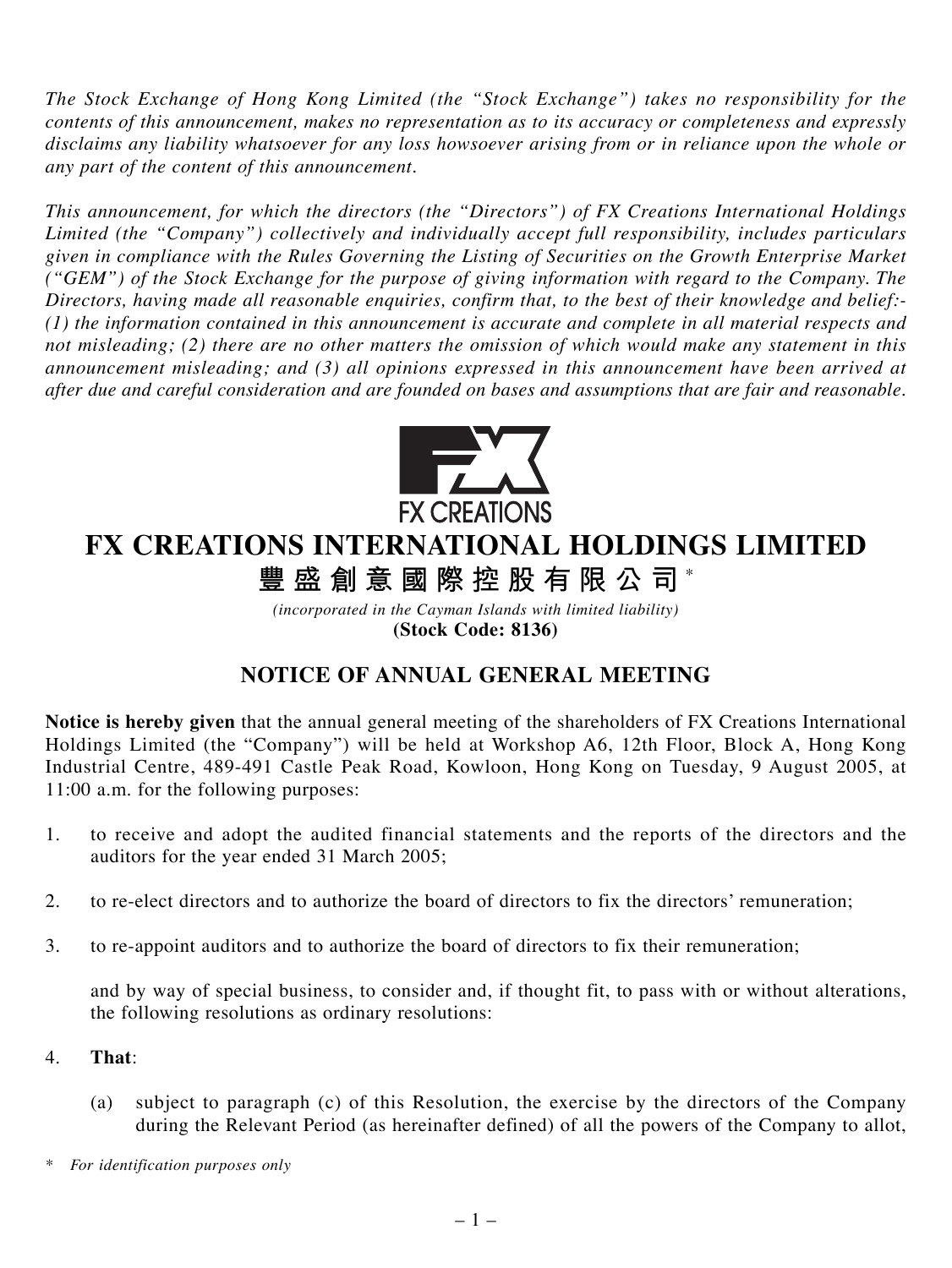*The Stock Exchange of Hong Kong Limited (the "Stock Exchange") takes no responsibility for the contents of this announcement, makes no representation as to its accuracy or completeness and expressly disclaims any liability whatsoever for any loss howsoever arising from or in reliance upon the whole or any part of the content of this announcement.*

*This announcement, for which the directors (the "Directors") of FX Creations International Holdings Limited (the "Company") collectively and individually accept full responsibility, includes particulars given in compliance with the Rules Governing the Listing of Securities on the Growth Enterprise Market ("GEM") of the Stock Exchange for the purpose of giving information with regard to the Company. The Directors, having made all reasonable enquiries, confirm that, to the best of their knowledge and belief:- (1) the information contained in this announcement is accurate and complete in all material respects and not misleading; (2) there are no other matters the omission of which would make any statement in this announcement misleading; and (3) all opinions expressed in this announcement have been arrived at after due and careful consideration and are founded on bases and assumptions that are fair and reasonable.*

FX CREATIONS

# FX CREATIONS INTERNATIONAL HOLDINGS LIMITED

# 豐盛創意國際控股有限公司*

*(incorporated in the Cayman Islands with limited liability)*

**(Stock Code: 8136)**

## NOTICE OF ANNUAL GENERAL MEETING

**Notice is hereby given** that the annual general meeting of the shareholders of FX Creations International Holdings Limited (the "Company") will be held at Workshop A6, 12th Floor, Block A, Hong Kong Industrial Centre, 489-491 Castle Peak Road, Kowloon, Hong Kong on Tuesday, 9 August 2005, at 11:00 a.m. for the following purposes:

1. to receive and adopt the audited financial statements and the reports of the directors and the auditors for the year ended 31 March 2005;

2. to re-elect directors and to authorize the board of directors to fix the directors' remuneration;

3. to re-appoint auditors and to authorize the board of directors to fix their remuneration;

   and by way of special business, to consider and, if thought fit, to pass with or without alterations, the following resolutions as ordinary resolutions:

4. **That**:

   (a) subject to paragraph (c) of this Resolution, the exercise by the directors of the Company during the Relevant Period (as hereinafter defined) of all the powers of the Company to allot,

\* *For identification purposes only*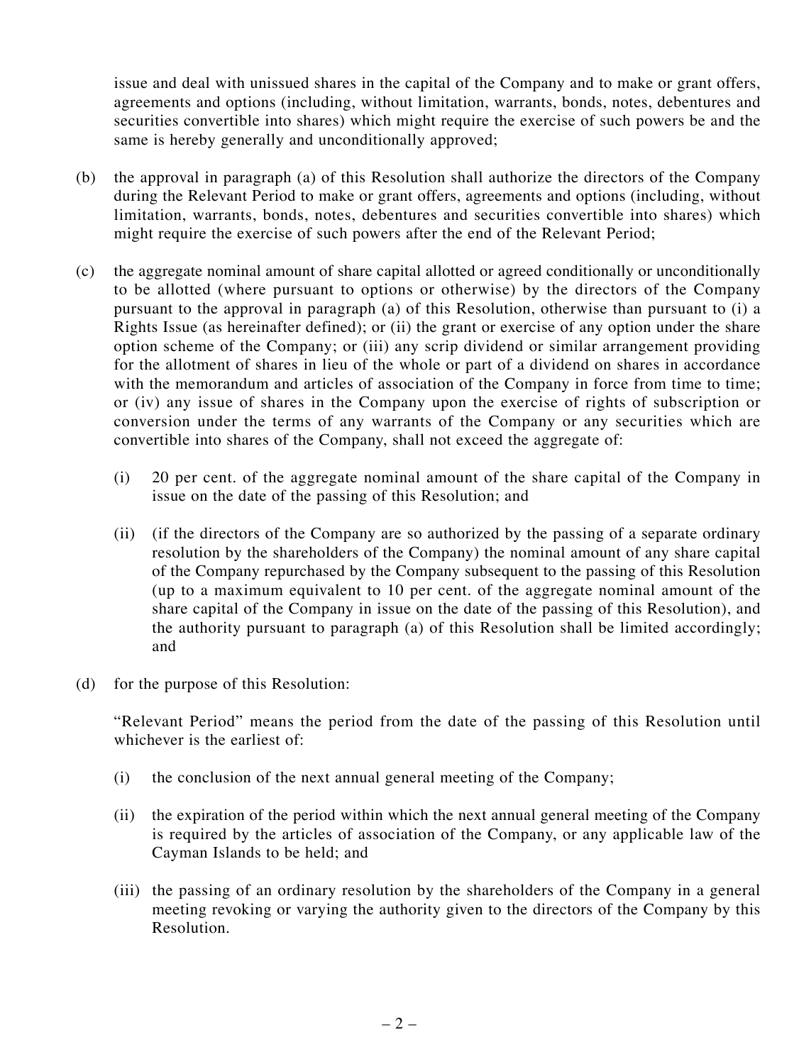issue and deal with unissued shares in the capital of the Company and to make or grant offers, agreements and options (including, without limitation, warrants, bonds, notes, debentures and securities convertible into shares) which might require the exercise of such powers be and the same is hereby generally and unconditionally approved;

(b) the approval in paragraph (a) of this Resolution shall authorize the directors of the Company during the Relevant Period to make or grant offers, agreements and options (including, without limitation, warrants, bonds, notes, debentures and securities convertible into shares) which might require the exercise of such powers after the end of the Relevant Period;

(c) the aggregate nominal amount of share capital allotted or agreed conditionally or unconditionally to be allotted (where pursuant to options or otherwise) by the directors of the Company pursuant to the approval in paragraph (a) of this Resolution, otherwise than pursuant to (i) a Rights Issue (as hereinafter defined); or (ii) the grant or exercise of any option under the share option scheme of the Company; or (iii) any scrip dividend or similar arrangement providing for the allotment of shares in lieu of the whole or part of a dividend on shares in accordance with the memorandum and articles of association of the Company in force from time to time; or (iv) any issue of shares in the Company upon the exercise of rights of subscription or conversion under the terms of any warrants of the Company or any securities which are convertible into shares of the Company, shall not exceed the aggregate of:

   (i) 20 per cent. of the aggregate nominal amount of the share capital of the Company in issue on the date of the passing of this Resolution; and

   (ii) (if the directors of the Company are so authorized by the passing of a separate ordinary resolution by the shareholders of the Company) the nominal amount of any share capital of the Company repurchased by the Company subsequent to the passing of this Resolution (up to a maximum equivalent to 10 per cent. of the aggregate nominal amount of the share capital of the Company in issue on the date of the passing of this Resolution), and the authority pursuant to paragraph (a) of this Resolution shall be limited accordingly; and

(d) for the purpose of this Resolution:

   "Relevant Period" means the period from the date of the passing of this Resolution until whichever is the earliest of:

   (i) the conclusion of the next annual general meeting of the Company;

   (ii) the expiration of the period within which the next annual general meeting of the Company is required by the articles of association of the Company, or any applicable law of the Cayman Islands to be held; and

   (iii) the passing of an ordinary resolution by the shareholders of the Company in a general meeting revoking or varying the authority given to the directors of the Company by this Resolution.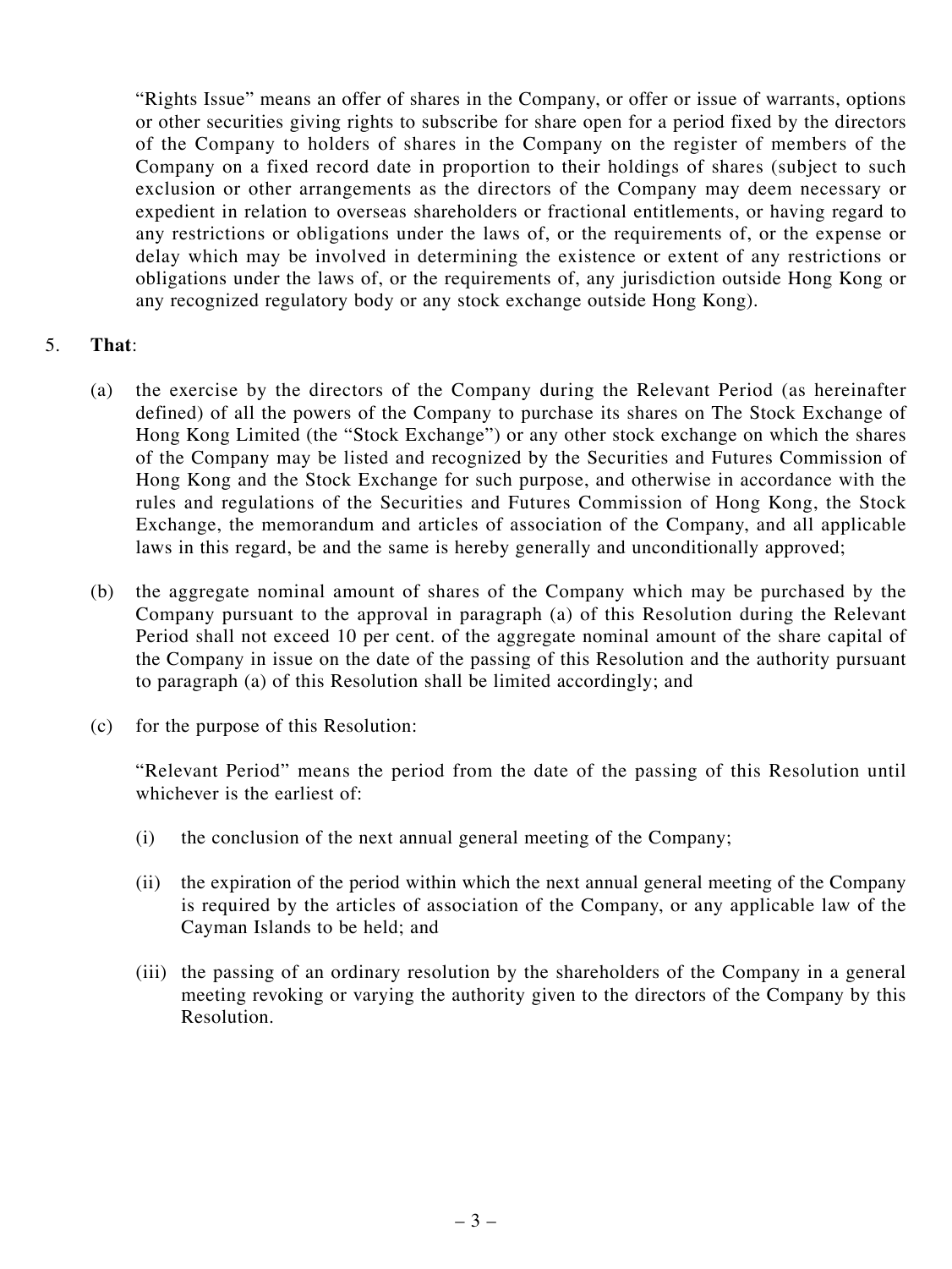"Rights Issue" means an offer of shares in the Company, or offer or issue of warrants, options or other securities giving rights to subscribe for share open for a period fixed by the directors of the Company to holders of shares in the Company on the register of members of the Company on a fixed record date in proportion to their holdings of shares (subject to such exclusion or other arrangements as the directors of the Company may deem necessary or expedient in relation to overseas shareholders or fractional entitlements, or having regard to any restrictions or obligations under the laws of, or the requirements of, or the expense or delay which may be involved in determining the existence or extent of any restrictions or obligations under the laws of, or the requirements of, any jurisdiction outside Hong Kong or any recognized regulatory body or any stock exchange outside Hong Kong).

5. **That**:

(a) the exercise by the directors of the Company during the Relevant Period (as hereinafter defined) of all the powers of the Company to purchase its shares on The Stock Exchange of Hong Kong Limited (the "Stock Exchange") or any other stock exchange on which the shares of the Company may be listed and recognized by the Securities and Futures Commission of Hong Kong and the Stock Exchange for such purpose, and otherwise in accordance with the rules and regulations of the Securities and Futures Commission of Hong Kong, the Stock Exchange, the memorandum and articles of association of the Company, and all applicable laws in this regard, be and the same is hereby generally and unconditionally approved;

(b) the aggregate nominal amount of shares of the Company which may be purchased by the Company pursuant to the approval in paragraph (a) of this Resolution during the Relevant Period shall not exceed 10 per cent. of the aggregate nominal amount of the share capital of the Company in issue on the date of the passing of this Resolution and the authority pursuant to paragraph (a) of this Resolution shall be limited accordingly; and

(c) for the purpose of this Resolution:

"Relevant Period" means the period from the date of the passing of this Resolution until whichever is the earliest of:

(i) the conclusion of the next annual general meeting of the Company;

(ii) the expiration of the period within which the next annual general meeting of the Company is required by the articles of association of the Company, or any applicable law of the Cayman Islands to be held; and

(iii) the passing of an ordinary resolution by the shareholders of the Company in a general meeting revoking or varying the authority given to the directors of the Company by this Resolution.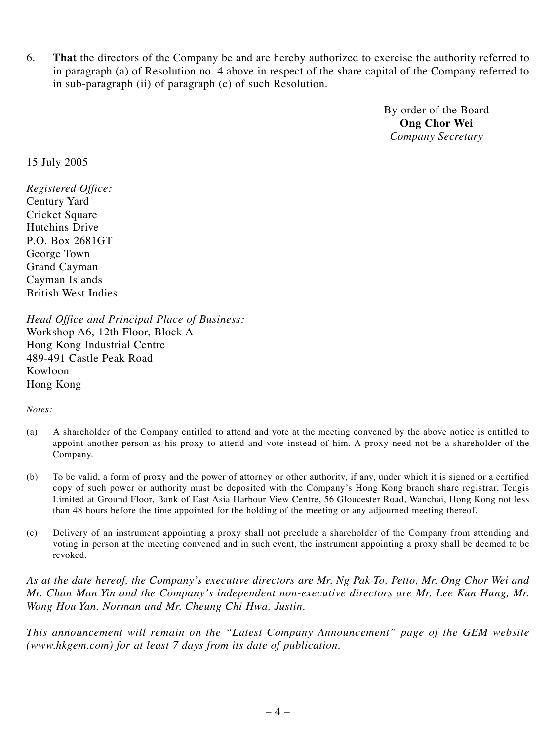6. **That** the directors of the Company be and are hereby authorized to exercise the authority referred to in paragraph (a) of Resolution no. 4 above in respect of the share capital of the Company referred to in sub-paragraph (ii) of paragraph (c) of such Resolution.

By order of the Board
**Ong Chor Wei**
*Company Secretary*

15 July 2005

*Registered Office:*
Century Yard
Cricket Square
Hutchins Drive
P.O. Box 2681GT
George Town
Grand Cayman
Cayman Islands
British West Indies

*Head Office and Principal Place of Business:*
Workshop A6, 12th Floor, Block A
Hong Kong Industrial Centre
489-491 Castle Peak Road
Kowloon
Hong Kong

*Notes:*

(a) A shareholder of the Company entitled to attend and vote at the meeting convened by the above notice is entitled to appoint another person as his proxy to attend and vote instead of him. A proxy need not be a shareholder of the Company.

(b) To be valid, a form of proxy and the power of attorney or other authority, if any, under which it is signed or a certified copy of such power or authority must be deposited with the Company's Hong Kong branch share registrar, Tengis Limited at Ground Floor, Bank of East Asia Harbour View Centre, 56 Gloucester Road, Wanchai, Hong Kong not less than 48 hours before the time appointed for the holding of the meeting or any adjourned meeting thereof.

(c) Delivery of an instrument appointing a proxy shall not preclude a shareholder of the Company from attending and voting in person at the meeting convened and in such event, the instrument appointing a proxy shall be deemed to be revoked.

*As at the date hereof, the Company's executive directors are Mr. Ng Pak To, Petto, Mr. Ong Chor Wei and Mr. Chan Man Yin and the Company's independent non-executive directors are Mr. Lee Kun Hung, Mr. Wong Hou Yan, Norman and Mr. Cheung Chi Hwa, Justin.*

*This announcement will remain on the "Latest Company Announcement" page of the GEM website (www.hkgem.com) for at least 7 days from its date of publication.*